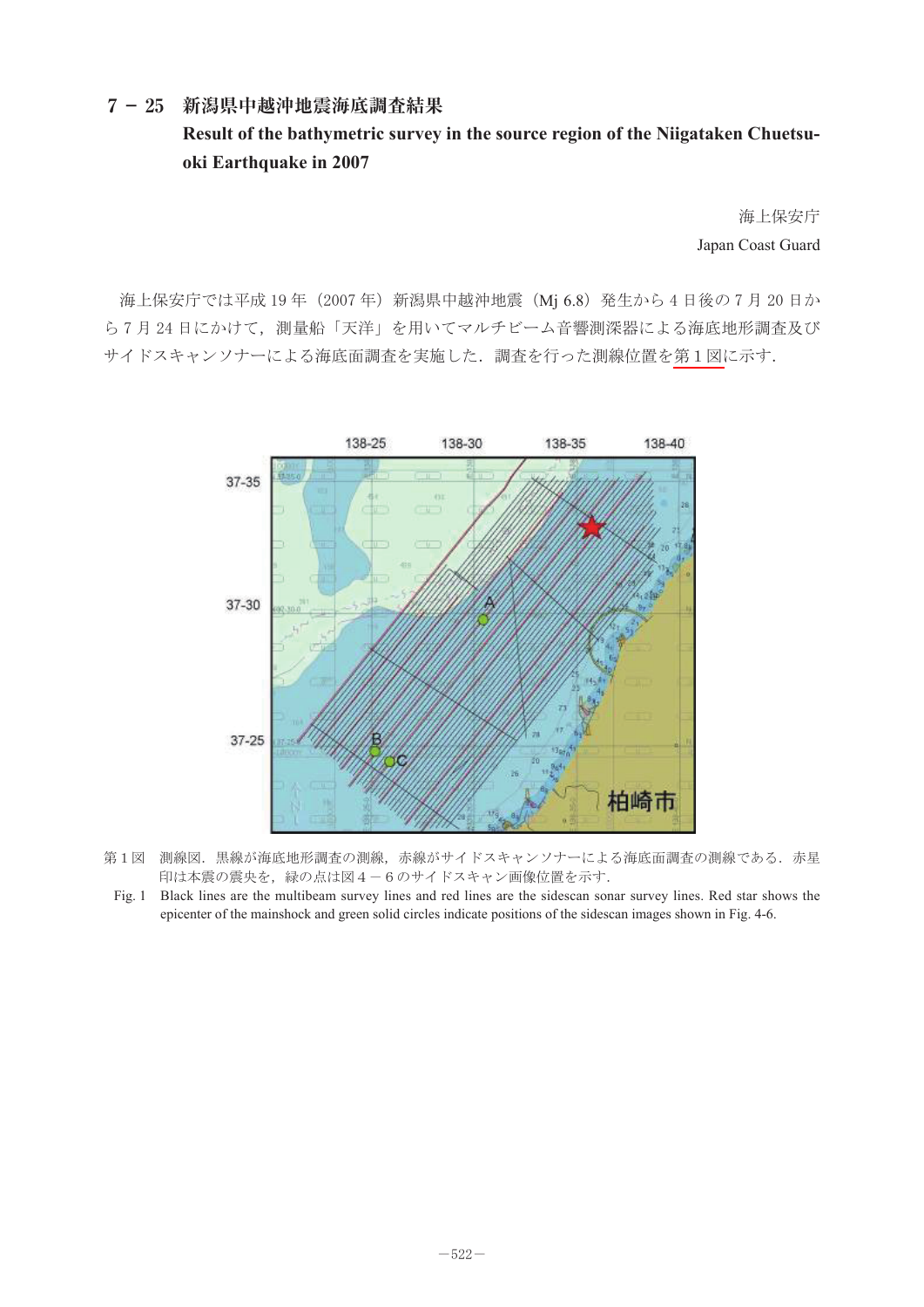# 7－25　新潟県中越沖地震海底調査結果

## Result of the bathymetric survey in the source region of the Niigataken Chuetsu-oki Earthquake in 2007

海上保安庁

Japan Coast Guard

海上保安庁では平成 19 年（2007 年）新潟県中越沖地震（Mj 6.8）発生から 4 日後の 7 月 20 日から 7 月 24 日にかけて，測量船「天洋」を用いてマルチビーム音響測深器による海底地形調査及びサイドスキャンソナーによる海底面調査を実施した．調査を行った測線位置を第 1 図に示す．

第 1 図　測線図．黒線が海底地形調査の測線，赤線がサイドスキャンソナーによる海底面調査の測線である．赤星印は本震の震央を，緑の点は図 4 － 6 のサイドスキャン画像位置を示す．

Fig. 1　Black lines are the multibeam survey lines and red lines are the sidescan sonar survey lines. Red star shows the epicenter of the mainshock and green solid circles indicate positions of the sidescan images shown in Fig. 4-6.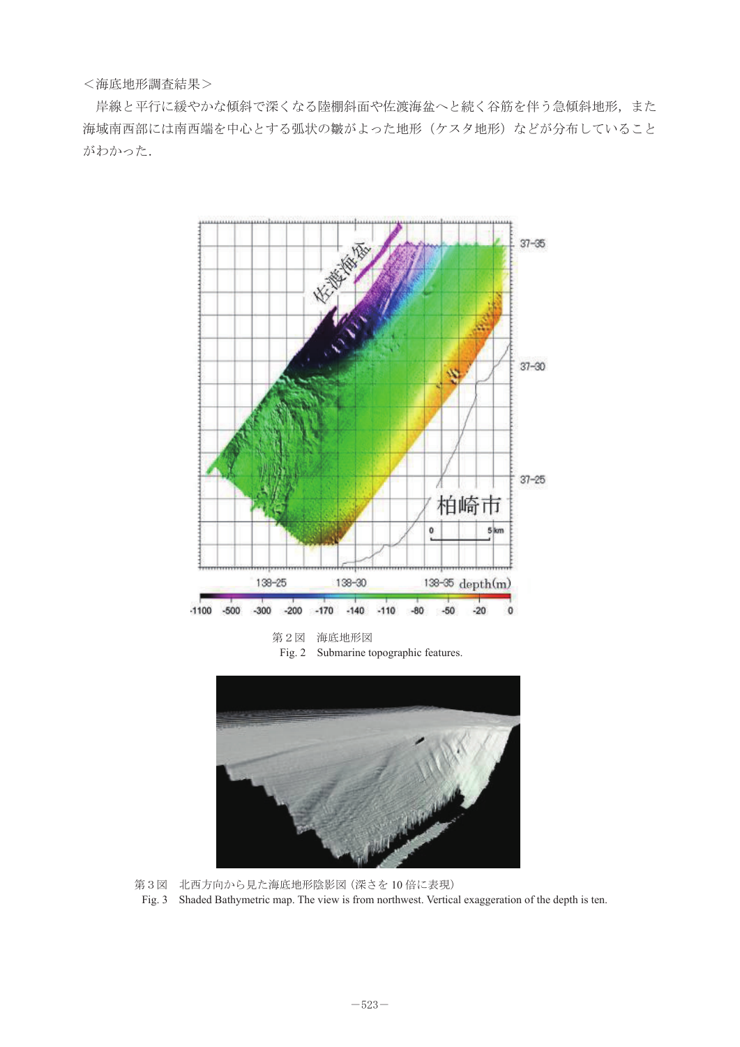＜海底地形調査結果＞

岸線と平行に緩やかな傾斜で深くなる陸棚斜面や佐渡海盆へと続く谷筋を伴う急傾斜地形，また海域南西部には南西端を中心とする弧状の皺がよった地形（ケスタ地形）などが分布していることがわかった．

第２図　海底地形図
Fig. 2　Submarine topographic features.

第３図　北西方向から見た海底地形陰影図（深さを 10 倍に表現）
Fig. 3　Shaded Bathymetric map. The view is from northwest. Vertical exaggeration of the depth is ten.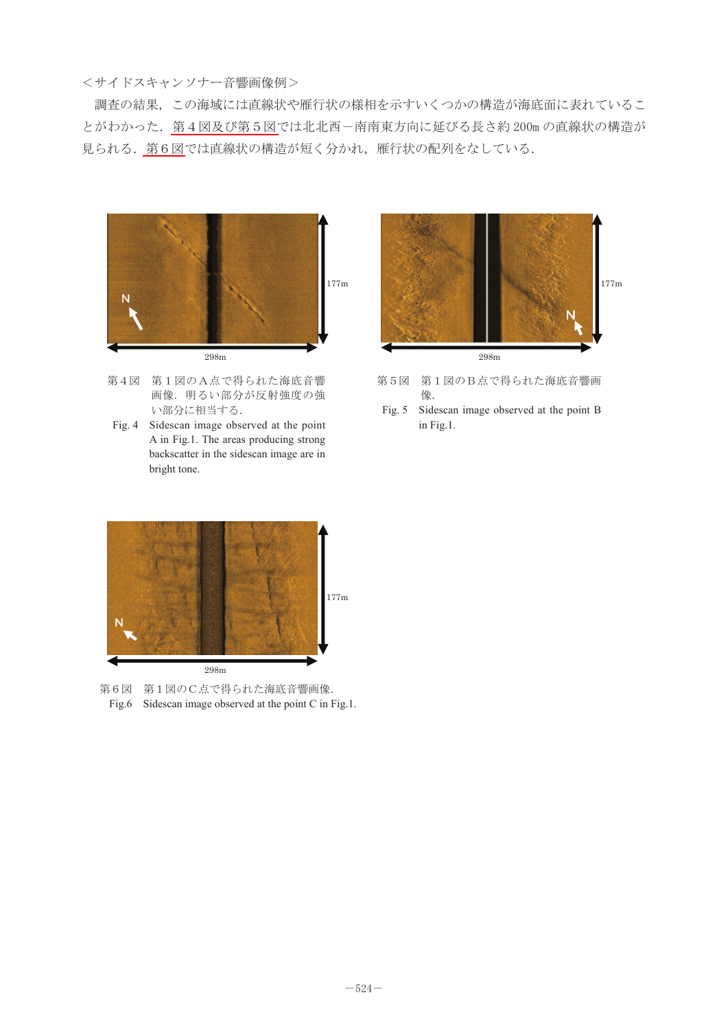＜サイドスキャンソナー音響画像例＞

調査の結果，この海域には直線状や雁行状の様相を示すいくつかの構造が海底面に表れていることがわかった．第４図及び第５図では北北西－南南東方向に延びる長さ約 200m の直線状の構造が見られる．第６図では直線状の構造が短く分かれ，雁行状の配列をなしている．

177m

298m

N

第４図　第１図のＡ点で得られた海底音響画像．明るい部分が反射強度の強い部分に相当する．

Fig. 4　Sidescan image observed at the point A in Fig.1. The areas producing strong backscatter in the sidescan image are in bright tone.

177m

298m

N

第５図　第１図のＢ点で得られた海底音響画像．

Fig. 5　Sidescan image observed at the point B in Fig.1.

177m

298m

N

第６図　第１図のＣ点で得られた海底音響画像．

Fig.6　Sidescan image observed at the point C in Fig.1.